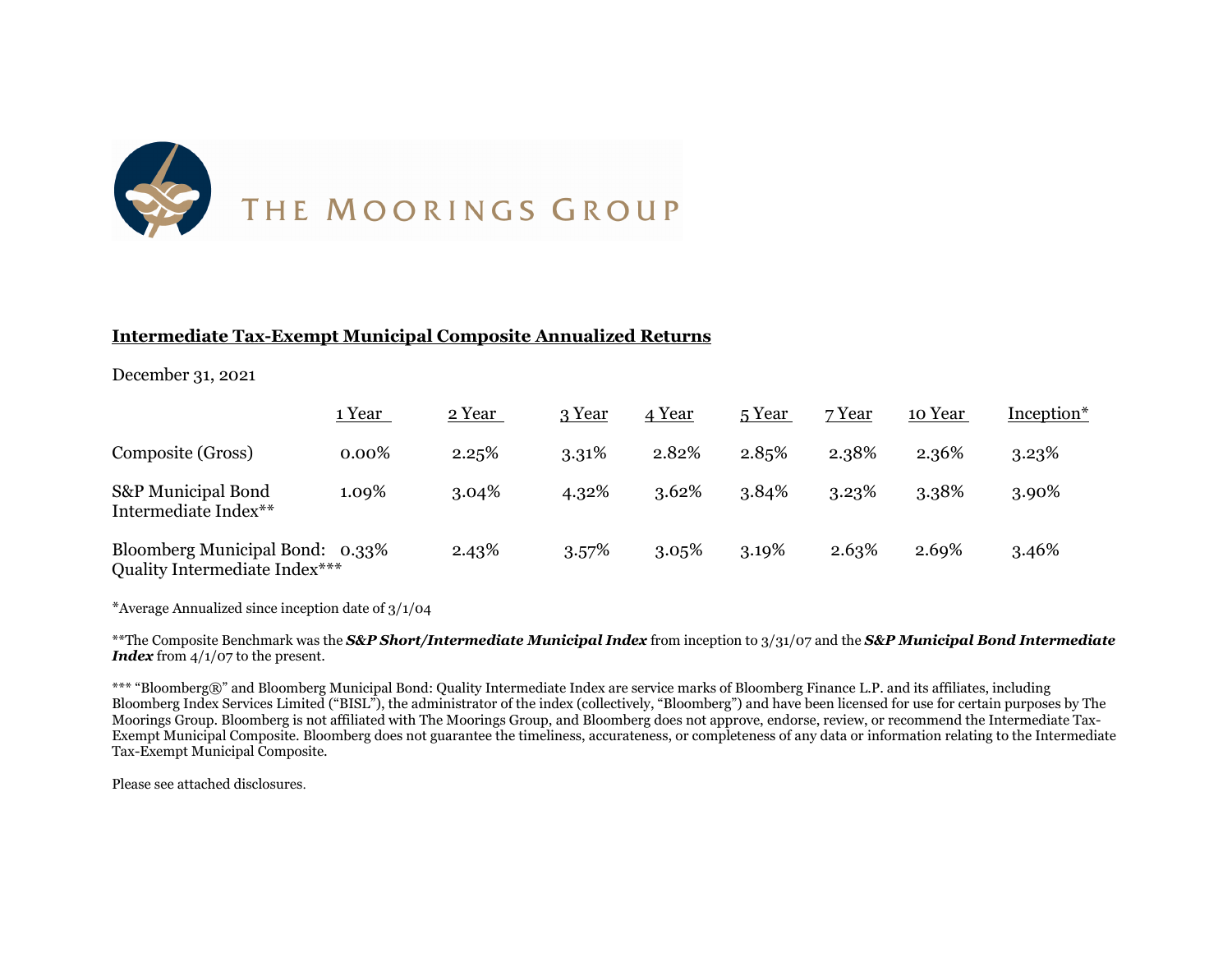THE MOORINGS GROUP

## Intermediate Tax-Exempt Municipal Composite Annualized Returns

December 31, 2021

| | 1 Year | 2 Year | 3 Year | 4 Year | 5 Year | 7 Year | 10 Year | Inception* |
|---|---|---|---|---|---|---|---|---|
| Composite (Gross) | 0.00% | 2.25% | 3.31% | 2.82% | 2.85% | 2.38% | 2.36% | 3.23% |
| S&P Municipal Bond Intermediate Index** | 1.09% | 3.04% | 4.32% | 3.62% | 3.84% | 3.23% | 3.38% | 3.90% |
| Bloomberg Municipal Bond: Quality Intermediate Index*** | 0.33% | 2.43% | 3.57% | 3.05% | 3.19% | 2.63% | 2.69% | 3.46% |

*Average Annualized since inception date of 3/1/04

**The Composite Benchmark was the ***S&P Short/Intermediate Municipal Index*** from inception to 3/31/07 and the ***S&P Municipal Bond Intermediate Index*** from 4/1/07 to the present.

*** "Bloomberg®" and Bloomberg Municipal Bond: Quality Intermediate Index are service marks of Bloomberg Finance L.P. and its affiliates, including Bloomberg Index Services Limited ("BISL"), the administrator of the index (collectively, "Bloomberg") and have been licensed for use for certain purposes by The Moorings Group. Bloomberg is not affiliated with The Moorings Group, and Bloomberg does not approve, endorse, review, or recommend the Intermediate Tax-Exempt Municipal Composite. Bloomberg does not guarantee the timeliness, accurateness, or completeness of any data or information relating to the Intermediate Tax-Exempt Municipal Composite.

Please see attached disclosures.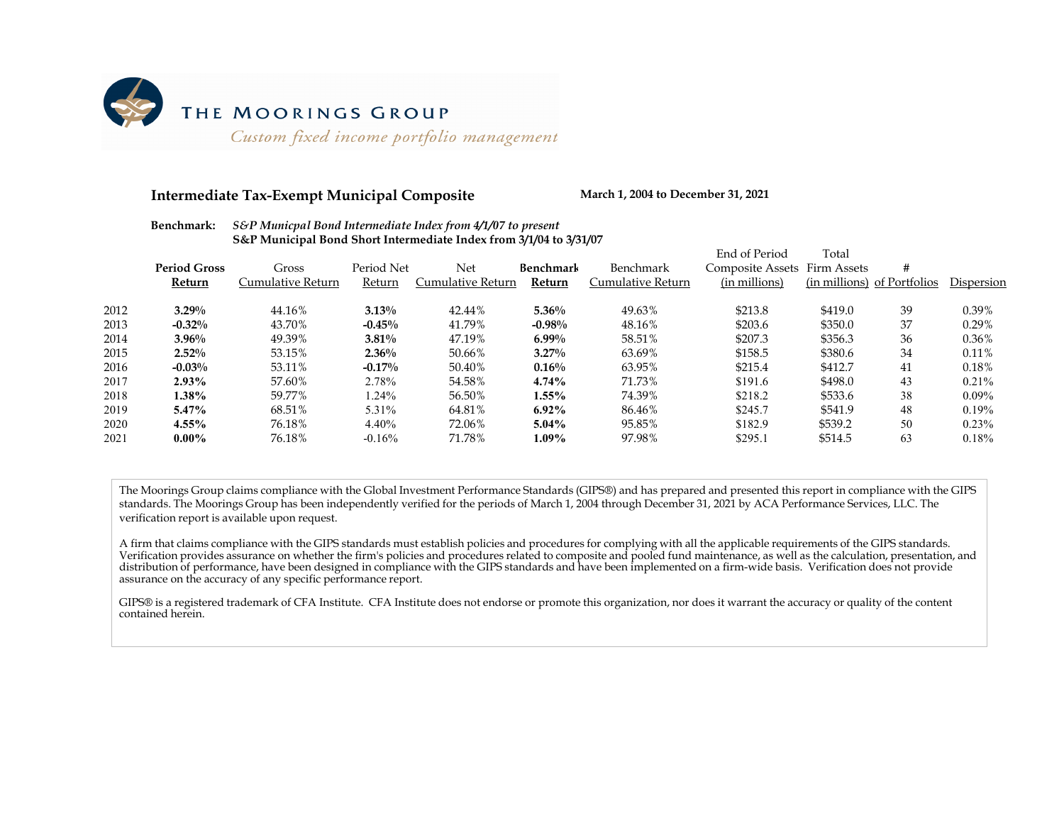THE MOORINGS GROUP

*Custom fixed income portfolio management*

## Intermediate Tax-Exempt Municipal Composite

**March 1, 2004 to December 31, 2021**

**Benchmark:** ***S&P Municpal Bond Intermediate Index from 4/1/07 to present***
**S&P Municipal Bond Short Intermediate Index from 3/1/04 to 3/31/07**

| | **Period Gross Return** | Gross Cumulative Return | Period Net Return | Net Cumulative Return | **Benchmark Return** | Benchmark Cumulative Return | End of Period Composite Assets (in millions) | Total Firm Assets (in millions) | # of Portfolios | Dispersion |
|---|---|---|---|---|---|---|---|---|---|---|
| 2012 | **3.29%** | 44.16% | **3.13%** | 42.44% | **5.36%** | 49.63% | $213.8 | $419.0 | 39 | 0.39% |
| 2013 | **-0.32%** | 43.70% | **-0.45%** | 41.79% | **-0.98%** | 48.16% | $203.6 | $350.0 | 37 | 0.29% |
| 2014 | **3.96%** | 49.39% | **3.81%** | 47.19% | **6.99%** | 58.51% | $207.3 | $356.3 | 36 | 0.36% |
| 2015 | **2.52%** | 53.15% | **2.36%** | 50.66% | **3.27%** | 63.69% | $158.5 | $380.6 | 34 | 0.11% |
| 2016 | **-0.03%** | 53.11% | **-0.17%** | 50.40% | **0.16%** | 63.95% | $215.4 | $412.7 | 41 | 0.18% |
| 2017 | **2.93%** | 57.60% | 2.78% | 54.58% | **4.74%** | 71.73% | $191.6 | $498.0 | 43 | 0.21% |
| 2018 | **1.38%** | 59.77% | 1.24% | 56.50% | **1.55%** | 74.39% | $218.2 | $533.6 | 38 | 0.09% |
| 2019 | **5.47%** | 68.51% | 5.31% | 64.81% | **6.92%** | 86.46% | $245.7 | $541.9 | 48 | 0.19% |
| 2020 | **4.55%** | 76.18% | 4.40% | 72.06% | **5.04%** | 95.85% | $182.9 | $539.2 | 50 | 0.23% |
| 2021 | **0.00%** | 76.18% | -0.16% | 71.78% | **1.09%** | 97.98% | $295.1 | $514.5 | 63 | 0.18% |

The Moorings Group claims compliance with the Global Investment Performance Standards (GIPS®) and has prepared and presented this report in compliance with the GIPS standards. The Moorings Group has been independently verified for the periods of March 1, 2004 through December 31, 2021 by ACA Performance Services, LLC. The verification report is available upon request.

A firm that claims compliance with the GIPS standards must establish policies and procedures for complying with all the applicable requirements of the GIPS standards. Verification provides assurance on whether the firm's policies and procedures related to composite and pooled fund maintenance, as well as the calculation, presentation, and distribution of performance, have been designed in compliance with the GIPS standards and have been implemented on a firm-wide basis. Verification does not provide assurance on the accuracy of any specific performance report.

GIPS® is a registered trademark of CFA Institute. CFA Institute does not endorse or promote this organization, nor does it warrant the accuracy or quality of the content contained herein.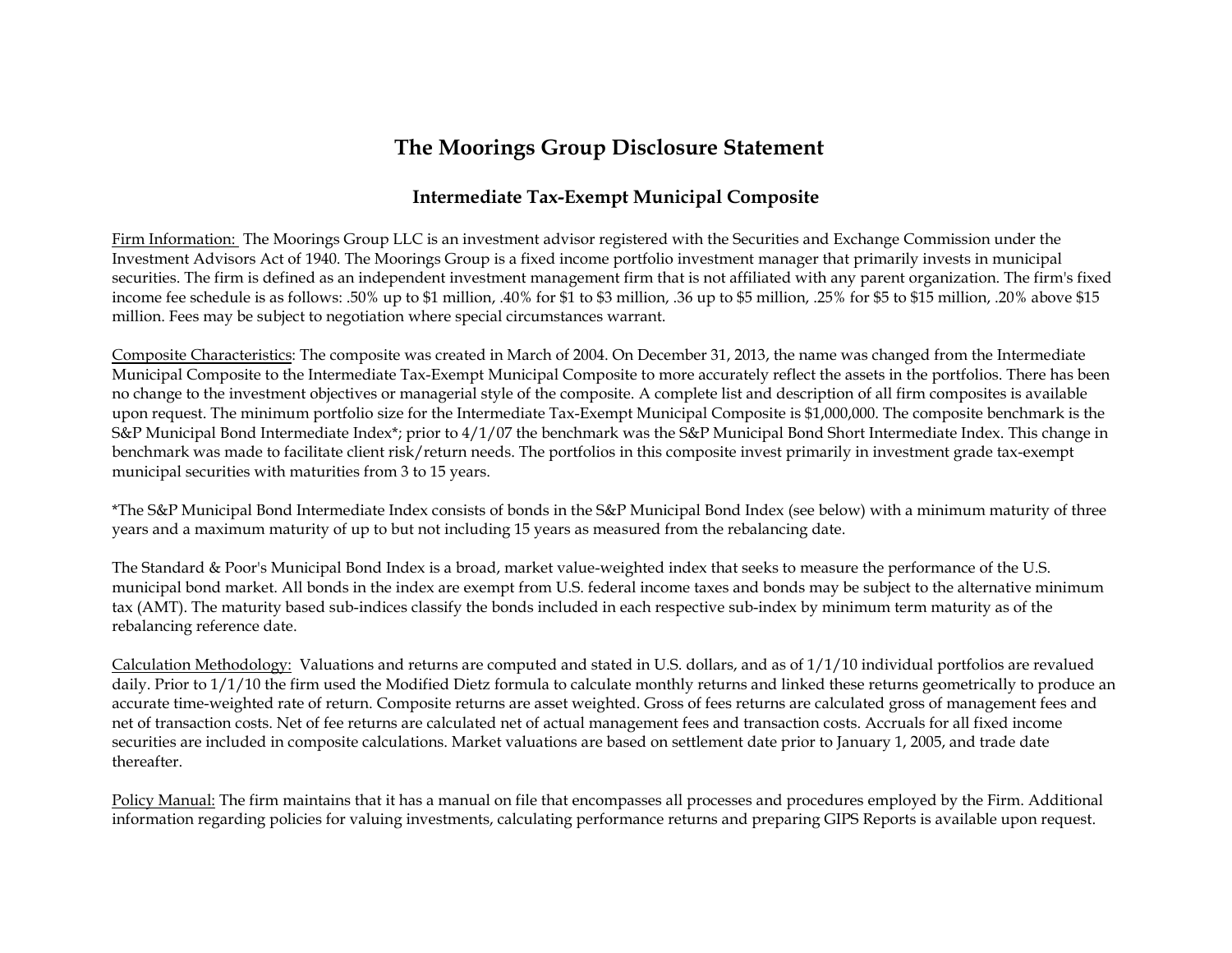# The Moorings Group Disclosure Statement

## Intermediate Tax-Exempt Municipal Composite

Firm Information: The Moorings Group LLC is an investment advisor registered with the Securities and Exchange Commission under the Investment Advisors Act of 1940. The Moorings Group is a fixed income portfolio investment manager that primarily invests in municipal securities. The firm is defined as an independent investment management firm that is not affiliated with any parent organization. The firm's fixed income fee schedule is as follows: .50% up to $1 million, .40% for $1 to $3 million, .36 up to $5 million, .25% for $5 to $15 million, .20% above $15 million. Fees may be subject to negotiation where special circumstances warrant.

Composite Characteristics: The composite was created in March of 2004. On December 31, 2013, the name was changed from the Intermediate Municipal Composite to the Intermediate Tax-Exempt Municipal Composite to more accurately reflect the assets in the portfolios. There has been no change to the investment objectives or managerial style of the composite. A complete list and description of all firm composites is available upon request. The minimum portfolio size for the Intermediate Tax-Exempt Municipal Composite is $1,000,000. The composite benchmark is the S&P Municipal Bond Intermediate Index*; prior to 4/1/07 the benchmark was the S&P Municipal Bond Short Intermediate Index. This change in benchmark was made to facilitate client risk/return needs. The portfolios in this composite invest primarily in investment grade tax-exempt municipal securities with maturities from 3 to 15 years.

*The S&P Municipal Bond Intermediate Index consists of bonds in the S&P Municipal Bond Index (see below) with a minimum maturity of three years and a maximum maturity of up to but not including 15 years as measured from the rebalancing date.

The Standard & Poor's Municipal Bond Index is a broad, market value-weighted index that seeks to measure the performance of the U.S. municipal bond market. All bonds in the index are exempt from U.S. federal income taxes and bonds may be subject to the alternative minimum tax (AMT). The maturity based sub-indices classify the bonds included in each respective sub-index by minimum term maturity as of the rebalancing reference date.

Calculation Methodology: Valuations and returns are computed and stated in U.S. dollars, and as of 1/1/10 individual portfolios are revalued daily. Prior to 1/1/10 the firm used the Modified Dietz formula to calculate monthly returns and linked these returns geometrically to produce an accurate time-weighted rate of return. Composite returns are asset weighted. Gross of fees returns are calculated gross of management fees and net of transaction costs. Net of fee returns are calculated net of actual management fees and transaction costs. Accruals for all fixed income securities are included in composite calculations. Market valuations are based on settlement date prior to January 1, 2005, and trade date thereafter.

Policy Manual: The firm maintains that it has a manual on file that encompasses all processes and procedures employed by the Firm. Additional information regarding policies for valuing investments, calculating performance returns and preparing GIPS Reports is available upon request.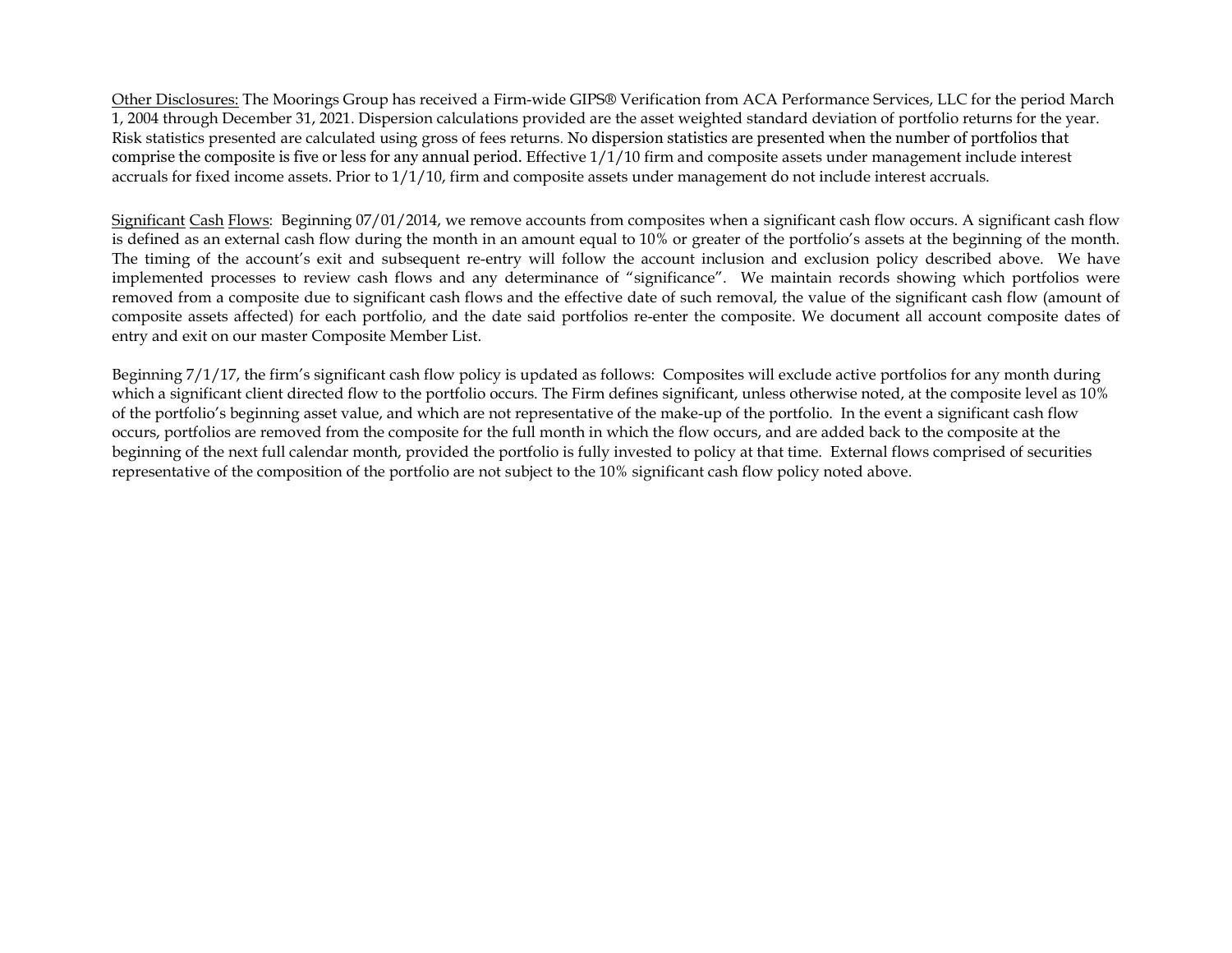<u>Other Disclosures:</u> The Moorings Group has received a Firm-wide GIPS® Verification from ACA Performance Services, LLC for the period March 1, 2004 through December 31, 2021. Dispersion calculations provided are the asset weighted standard deviation of portfolio returns for the year. Risk statistics presented are calculated using gross of fees returns. No dispersion statistics are presented when the number of portfolios that comprise the composite is five or less for any annual period. Effective 1/1/10 firm and composite assets under management include interest accruals for fixed income assets. Prior to 1/1/10, firm and composite assets under management do not include interest accruals.

<u>Significant Cash Flows</u>: Beginning 07/01/2014, we remove accounts from composites when a significant cash flow occurs. A significant cash flow is defined as an external cash flow during the month in an amount equal to 10% or greater of the portfolio's assets at the beginning of the month. The timing of the account's exit and subsequent re-entry will follow the account inclusion and exclusion policy described above. We have implemented processes to review cash flows and any determinance of "significance". We maintain records showing which portfolios were removed from a composite due to significant cash flows and the effective date of such removal, the value of the significant cash flow (amount of composite assets affected) for each portfolio, and the date said portfolios re-enter the composite. We document all account composite dates of entry and exit on our master Composite Member List.

Beginning 7/1/17, the firm's significant cash flow policy is updated as follows: Composites will exclude active portfolios for any month during which a significant client directed flow to the portfolio occurs. The Firm defines significant, unless otherwise noted, at the composite level as 10% of the portfolio's beginning asset value, and which are not representative of the make-up of the portfolio. In the event a significant cash flow occurs, portfolios are removed from the composite for the full month in which the flow occurs, and are added back to the composite at the beginning of the next full calendar month, provided the portfolio is fully invested to policy at that time. External flows comprised of securities representative of the composition of the portfolio are not subject to the 10% significant cash flow policy noted above.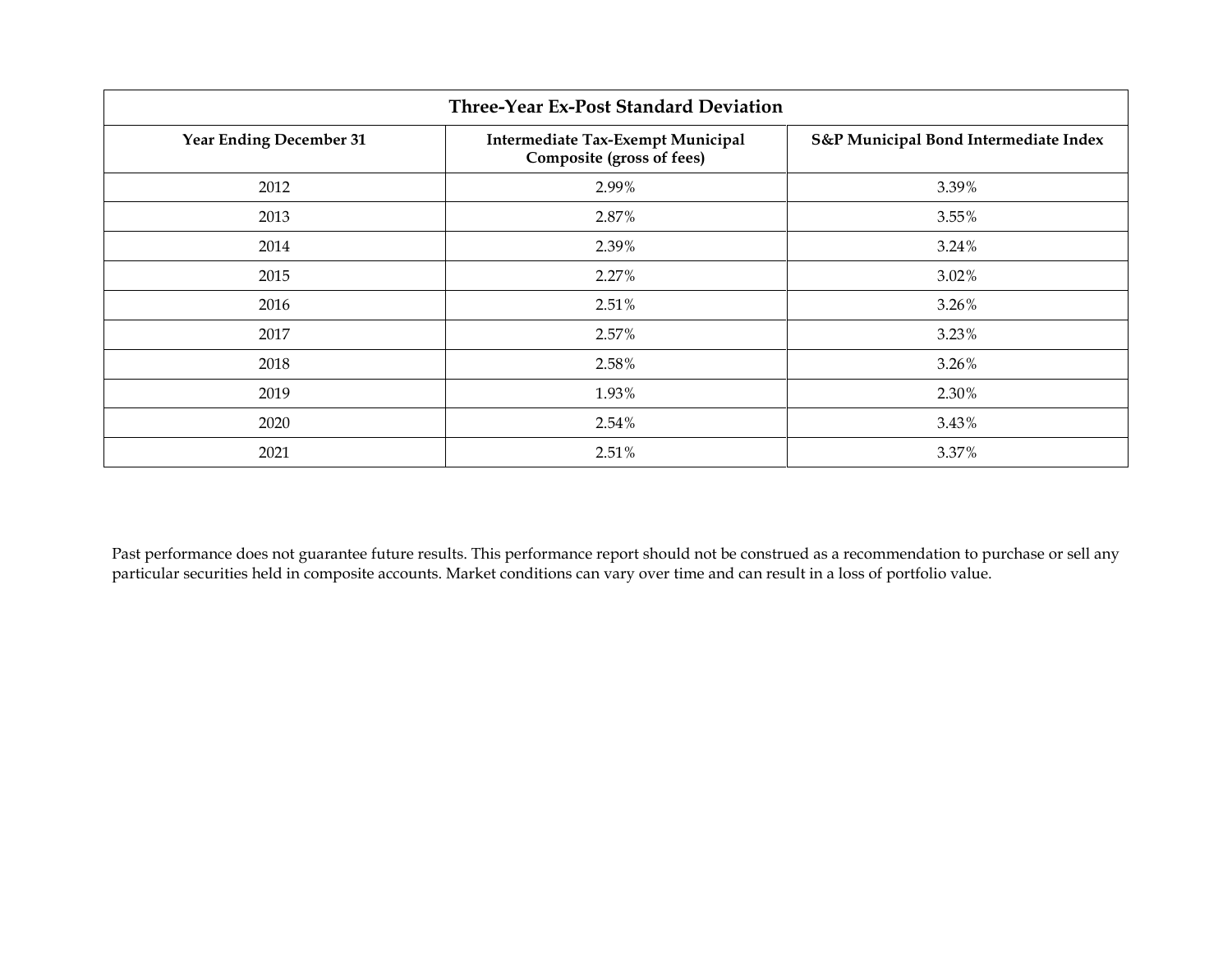| Three-Year Ex-Post Standard Deviation | | |
|---|---|---|
| **Year Ending December 31** | **Intermediate Tax-Exempt Municipal Composite (gross of fees)** | **S&P Municipal Bond Intermediate Index** |
| 2012 | 2.99% | 3.39% |
| 2013 | 2.87% | 3.55% |
| 2014 | 2.39% | 3.24% |
| 2015 | 2.27% | 3.02% |
| 2016 | 2.51% | 3.26% |
| 2017 | 2.57% | 3.23% |
| 2018 | 2.58% | 3.26% |
| 2019 | 1.93% | 2.30% |
| 2020 | 2.54% | 3.43% |
| 2021 | 2.51% | 3.37% |

Past performance does not guarantee future results. This performance report should not be construed as a recommendation to purchase or sell any particular securities held in composite accounts. Market conditions can vary over time and can result in a loss of portfolio value.